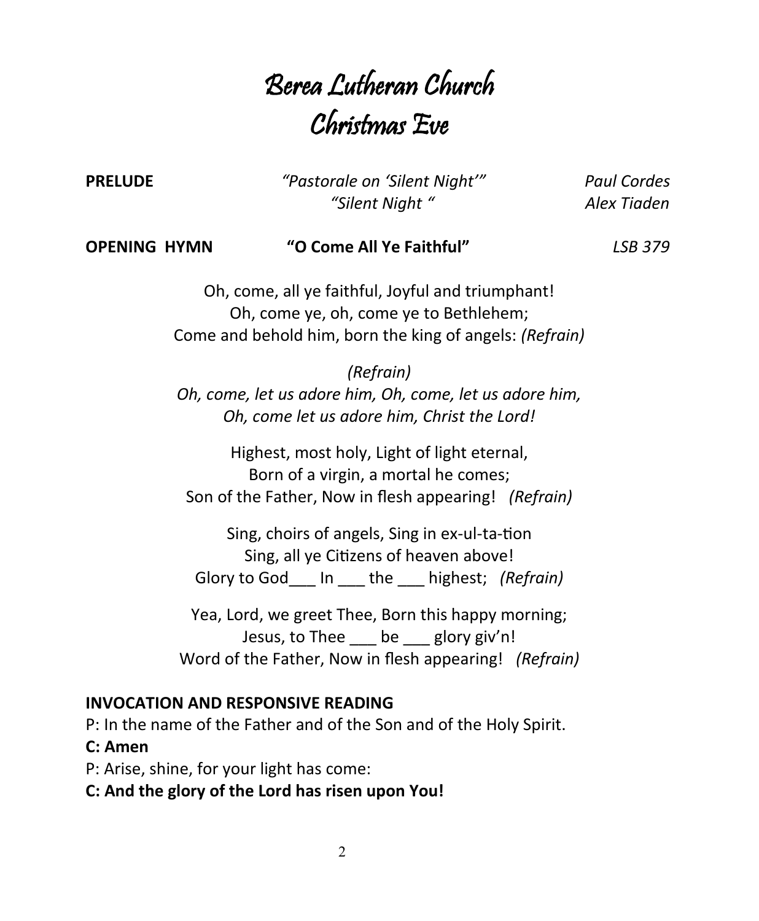# Berea Lutheran Church
# Christmas Eve

**PRELUDE** *"Pastorale on 'Silent Night'"* *Paul Cordes*
*"Silent Night "* *Alex Tiaden*

**OPENING HYMN** **"O Come All Ye Faithful"** *LSB 379*

Oh, come, all ye faithful, Joyful and triumphant!
Oh, come ye, oh, come ye to Bethlehem;
Come and behold him, born the king of angels: *(Refrain)*

*(Refrain)*
*Oh, come, let us adore him, Oh, come, let us adore him,*
*Oh, come let us adore him, Christ the Lord!*

Highest, most holy, Light of light eternal,
Born of a virgin, a mortal he comes;
Son of the Father, Now in flesh appearing! *(Refrain)*

Sing, choirs of angels, Sing in ex-ul-ta-tion
Sing, all ye Citizens of heaven above!
Glory to God___ In ___ the ___ highest; *(Refrain)*

Yea, Lord, we greet Thee, Born this happy morning;
Jesus, to Thee ___ be ___ glory giv'n!
Word of the Father, Now in flesh appearing! *(Refrain)*

**INVOCATION AND RESPONSIVE READING**

P: In the name of the Father and of the Son and of the Holy Spirit.

**C: Amen**

P: Arise, shine, for your light has come:

**C: And the glory of the Lord has risen upon You!**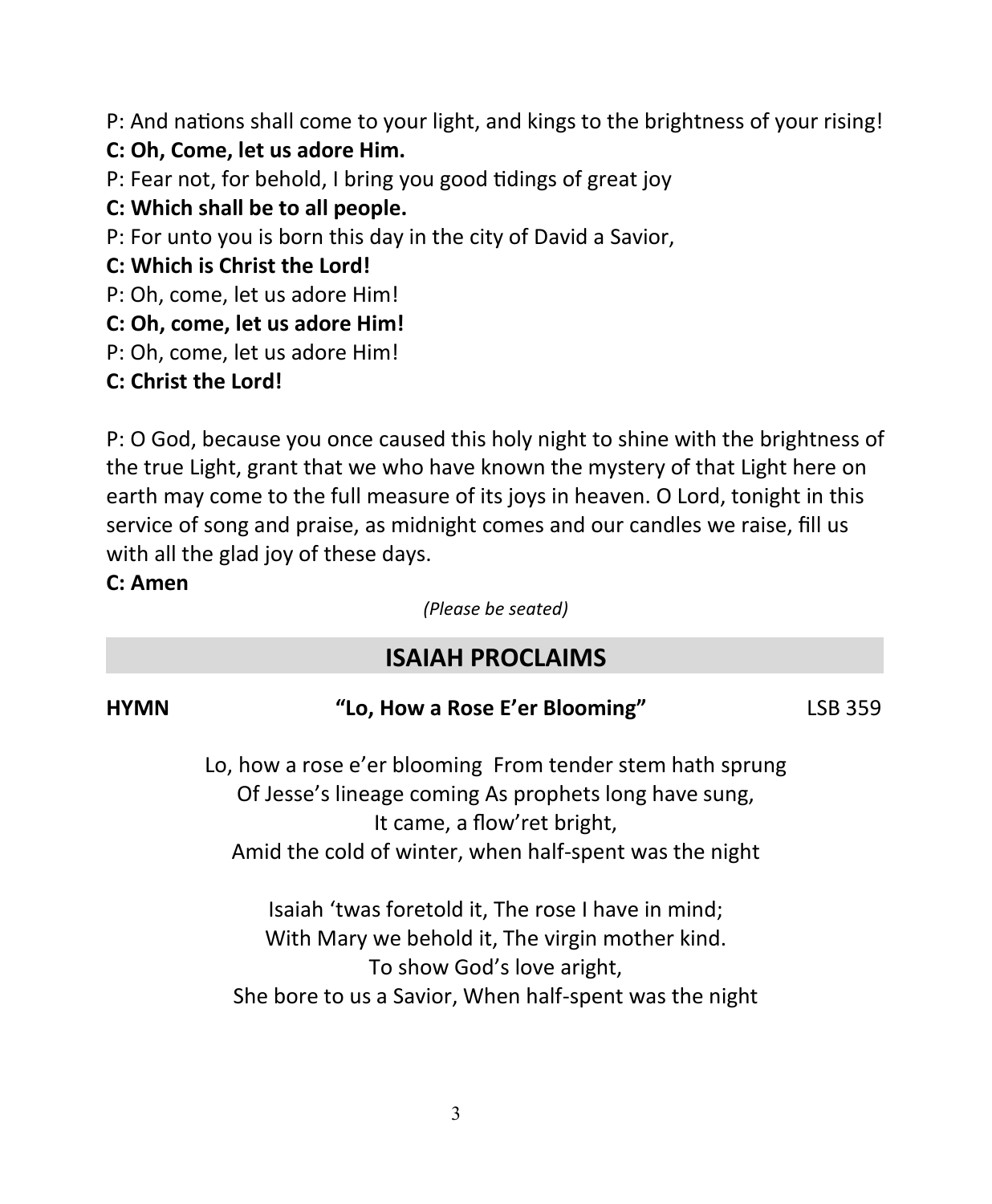P: And nations shall come to your light, and kings to the brightness of your rising!

**C: Oh, Come, let us adore Him.**

P: Fear not, for behold, I bring you good tidings of great joy

**C: Which shall be to all people.**

P: For unto you is born this day in the city of David a Savior,

**C: Which is Christ the Lord!**

P: Oh, come, let us adore Him!

**C: Oh, come, let us adore Him!**

P: Oh, come, let us adore Him!

**C: Christ the Lord!**

P: O God, because you once caused this holy night to shine with the brightness of the true Light, grant that we who have known the mystery of that Light here on earth may come to the full measure of its joys in heaven. O Lord, tonight in this service of song and praise, as midnight comes and our candles we raise, fill us with all the glad joy of these days.

**C: Amen**

*(Please be seated)*

## ISAIAH PROCLAIMS

**HYMN** **"Lo, How a Rose E'er Blooming"** LSB 359

Lo, how a rose e'er blooming From tender stem hath sprung
Of Jesse's lineage coming As prophets long have sung,
It came, a flow'ret bright,
Amid the cold of winter, when half-spent was the night

Isaiah 'twas foretold it, The rose I have in mind;
With Mary we behold it, The virgin mother kind.
To show God's love aright,
She bore to us a Savior, When half-spent was the night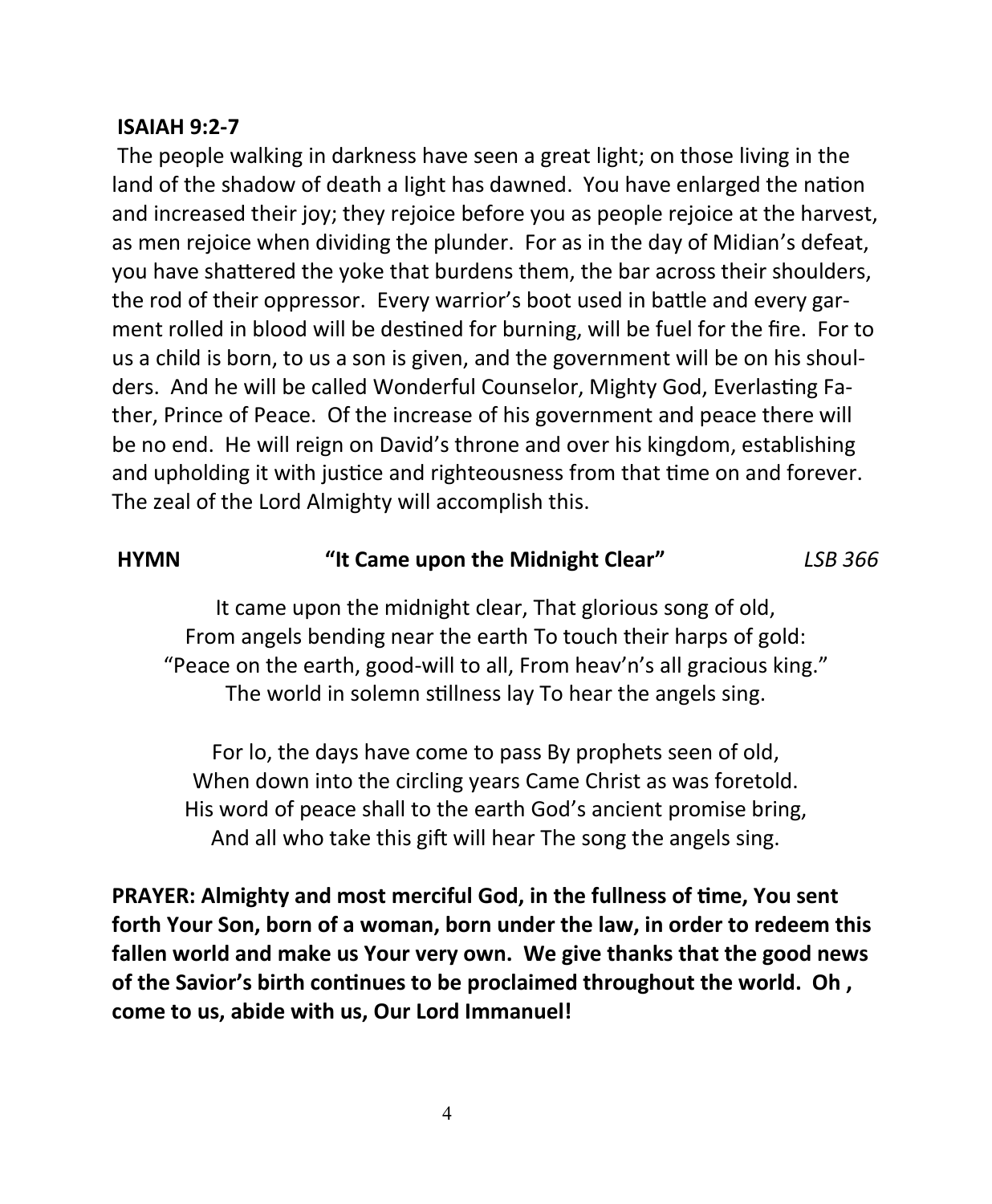**ISAIAH 9:2-7**

The people walking in darkness have seen a great light; on those living in the land of the shadow of death a light has dawned. You have enlarged the nation and increased their joy; they rejoice before you as people rejoice at the harvest, as men rejoice when dividing the plunder. For as in the day of Midian's defeat, you have shattered the yoke that burdens them, the bar across their shoulders, the rod of their oppressor. Every warrior's boot used in battle and every garment rolled in blood will be destined for burning, will be fuel for the fire. For to us a child is born, to us a son is given, and the government will be on his shoulders. And he will be called Wonderful Counselor, Mighty God, Everlasting Father, Prince of Peace. Of the increase of his government and peace there will be no end. He will reign on David's throne and over his kingdom, establishing and upholding it with justice and righteousness from that time on and forever. The zeal of the Lord Almighty will accomplish this.

**HYMN** **"It Came upon the Midnight Clear"** *LSB 366*

It came upon the midnight clear, That glorious song of old,
From angels bending near the earth To touch their harps of gold:
"Peace on the earth, good-will to all, From heav'n's all gracious king."
The world in solemn stillness lay To hear the angels sing.

For lo, the days have come to pass By prophets seen of old,
When down into the circling years Came Christ as was foretold.
His word of peace shall to the earth God's ancient promise bring,
And all who take this gift will hear The song the angels sing.

**PRAYER: Almighty and most merciful God, in the fullness of time, You sent forth Your Son, born of a woman, born under the law, in order to redeem this fallen world and make us Your very own. We give thanks that the good news of the Savior's birth continues to be proclaimed throughout the world. Oh , come to us, abide with us, Our Lord Immanuel!**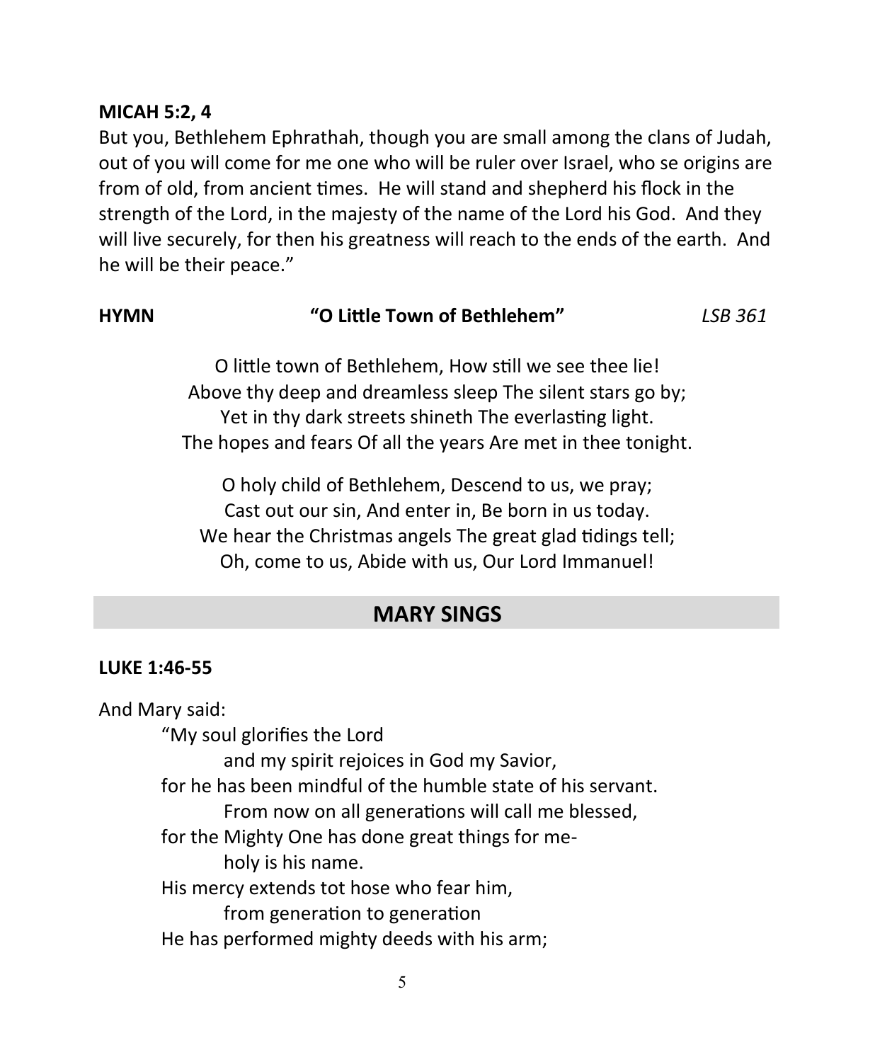**MICAH 5:2, 4**

But you, Bethlehem Ephrathah, though you are small among the clans of Judah, out of you will come for me one who will be ruler over Israel, who se origins are from of old, from ancient times. He will stand and shepherd his flock in the strength of the Lord, in the majesty of the name of the Lord his God. And they will live securely, for then his greatness will reach to the ends of the earth. And he will be their peace."

**HYMN** **"O Little Town of Bethlehem"** *LSB 361*

O little town of Bethlehem, How still we see thee lie!
Above thy deep and dreamless sleep The silent stars go by;
Yet in thy dark streets shineth The everlasting light.
The hopes and fears Of all the years Are met in thee tonight.

O holy child of Bethlehem, Descend to us, we pray;
Cast out our sin, And enter in, Be born in us today.
We hear the Christmas angels The great glad tidings tell;
Oh, come to us, Abide with us, Our Lord Immanuel!

## MARY SINGS

**LUKE 1:46-55**

And Mary said:

"My soul glorifies the Lord
and my spirit rejoices in God my Savior,
for he has been mindful of the humble state of his servant.
From now on all generations will call me blessed,
for the Mighty One has done great things for me-
holy is his name.
His mercy extends tot hose who fear him,
from generation to generation
He has performed mighty deeds with his arm;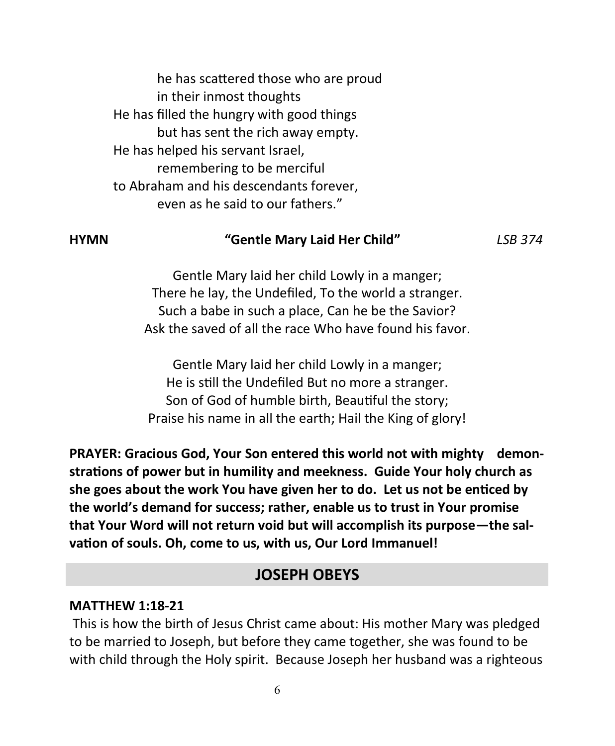he has scattered those who are proud
in their inmost thoughts
He has filled the hungry with good things
but has sent the rich away empty.
He has helped his servant Israel,
remembering to be merciful
to Abraham and his descendants forever,
even as he said to our fathers."

**HYMN** **"Gentle Mary Laid Her Child"** *LSB 374*

Gentle Mary laid her child Lowly in a manger;
There he lay, the Undefiled, To the world a stranger.
Such a babe in such a place, Can he be the Savior?
Ask the saved of all the race Who have found his favor.

Gentle Mary laid her child Lowly in a manger;
He is still the Undefiled But no more a stranger.
Son of God of humble birth, Beautiful the story;
Praise his name in all the earth; Hail the King of glory!

**PRAYER: Gracious God, Your Son entered this world not with mighty demonstrations of power but in humility and meekness. Guide Your holy church as she goes about the work You have given her to do. Let us not be enticed by the world's demand for success; rather, enable us to trust in Your promise that Your Word will not return void but will accomplish its purpose—the salvation of souls. Oh, come to us, with us, Our Lord Immanuel!**

## JOSEPH OBEYS

**MATTHEW 1:18-21**

This is how the birth of Jesus Christ came about: His mother Mary was pledged to be married to Joseph, but before they came together, she was found to be with child through the Holy spirit. Because Joseph her husband was a righteous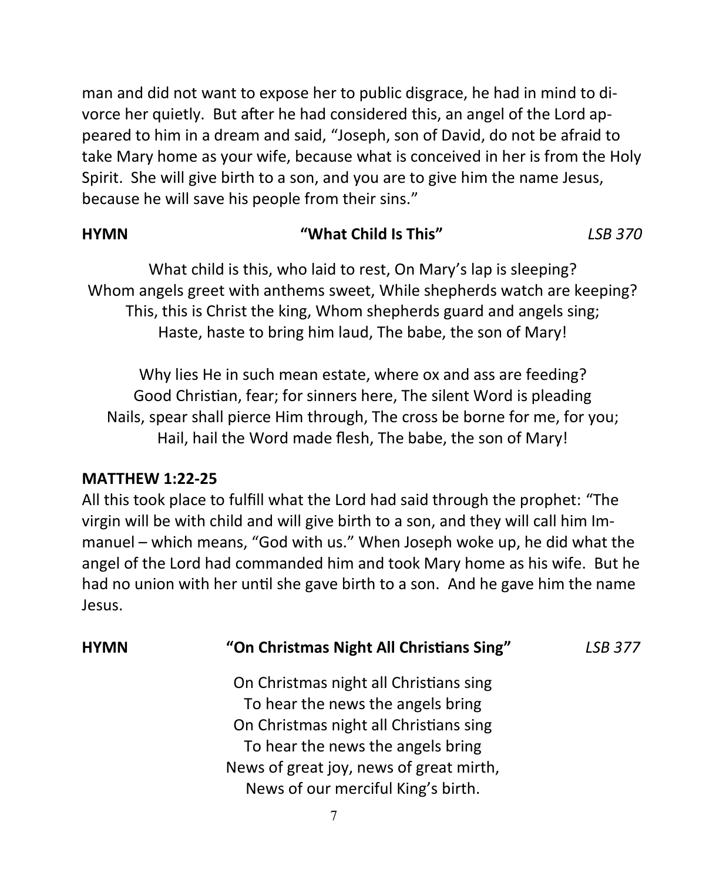man and did not want to expose her to public disgrace, he had in mind to divorce her quietly. But after he had considered this, an angel of the Lord appeared to him in a dream and said, "Joseph, son of David, do not be afraid to take Mary home as your wife, because what is conceived in her is from the Holy Spirit. She will give birth to a son, and you are to give him the name Jesus, because he will save his people from their sins."

**HYMN** **"What Child Is This"** *LSB 370*

What child is this, who laid to rest, On Mary's lap is sleeping?
Whom angels greet with anthems sweet, While shepherds watch are keeping?
This, this is Christ the king, Whom shepherds guard and angels sing;
Haste, haste to bring him laud, The babe, the son of Mary!

Why lies He in such mean estate, where ox and ass are feeding?
Good Christian, fear; for sinners here, The silent Word is pleading
Nails, spear shall pierce Him through, The cross be borne for me, for you;
Hail, hail the Word made flesh, The babe, the son of Mary!

**MATTHEW 1:22-25**

All this took place to fulfill what the Lord had said through the prophet: "The virgin will be with child and will give birth to a son, and they will call him Immanuel – which means, "God with us." When Joseph woke up, he did what the angel of the Lord had commanded him and took Mary home as his wife. But he had no union with her until she gave birth to a son. And he gave him the name Jesus.

**HYMN** **"On Christmas Night All Christians Sing"** *LSB 377*

On Christmas night all Christians sing
To hear the news the angels bring
On Christmas night all Christians sing
To hear the news the angels bring
News of great joy, news of great mirth,
News of our merciful King's birth.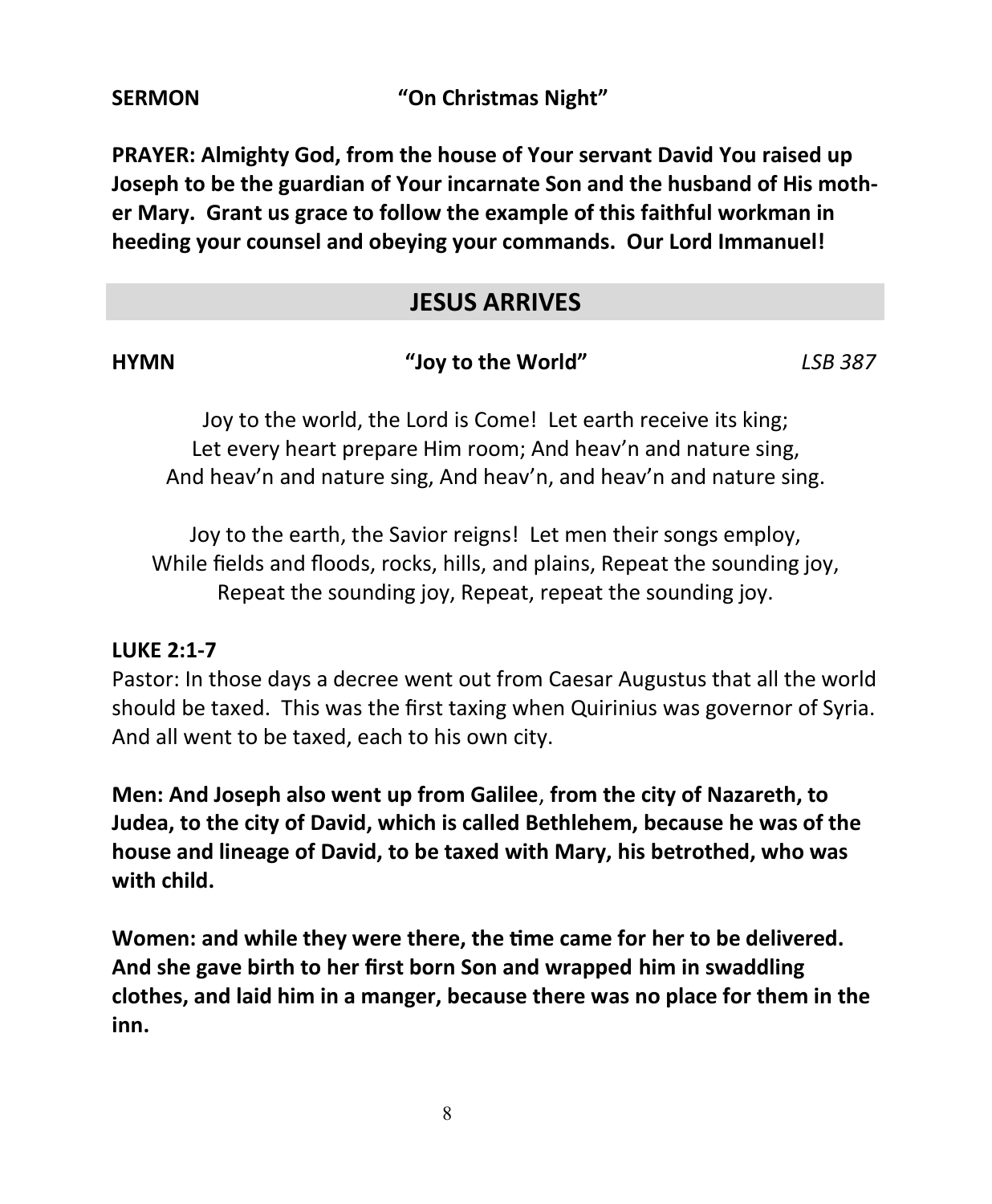**SERMON** **"On Christmas Night"**

**PRAYER: Almighty God, from the house of Your servant David You raised up Joseph to be the guardian of Your incarnate Son and the husband of His mother Mary. Grant us grace to follow the example of this faithful workman in heeding your counsel and obeying your commands. Our Lord Immanuel!**

## JESUS ARRIVES

**HYMN** **"Joy to the World"** *LSB 387*

Joy to the world, the Lord is Come! Let earth receive its king;
Let every heart prepare Him room; And heav'n and nature sing,
And heav'n and nature sing, And heav'n, and heav'n and nature sing.

Joy to the earth, the Savior reigns! Let men their songs employ,
While fields and floods, rocks, hills, and plains, Repeat the sounding joy,
Repeat the sounding joy, Repeat, repeat the sounding joy.

**LUKE 2:1-7**

Pastor: In those days a decree went out from Caesar Augustus that all the world should be taxed. This was the first taxing when Quirinius was governor of Syria. And all went to be taxed, each to his own city.

**Men: And Joseph also went up from Galilee, from the city of Nazareth, to Judea, to the city of David, which is called Bethlehem, because he was of the house and lineage of David, to be taxed with Mary, his betrothed, who was with child.**

**Women: and while they were there, the time came for her to be delivered. And she gave birth to her first born Son and wrapped him in swaddling clothes, and laid him in a manger, because there was no place for them in the inn.**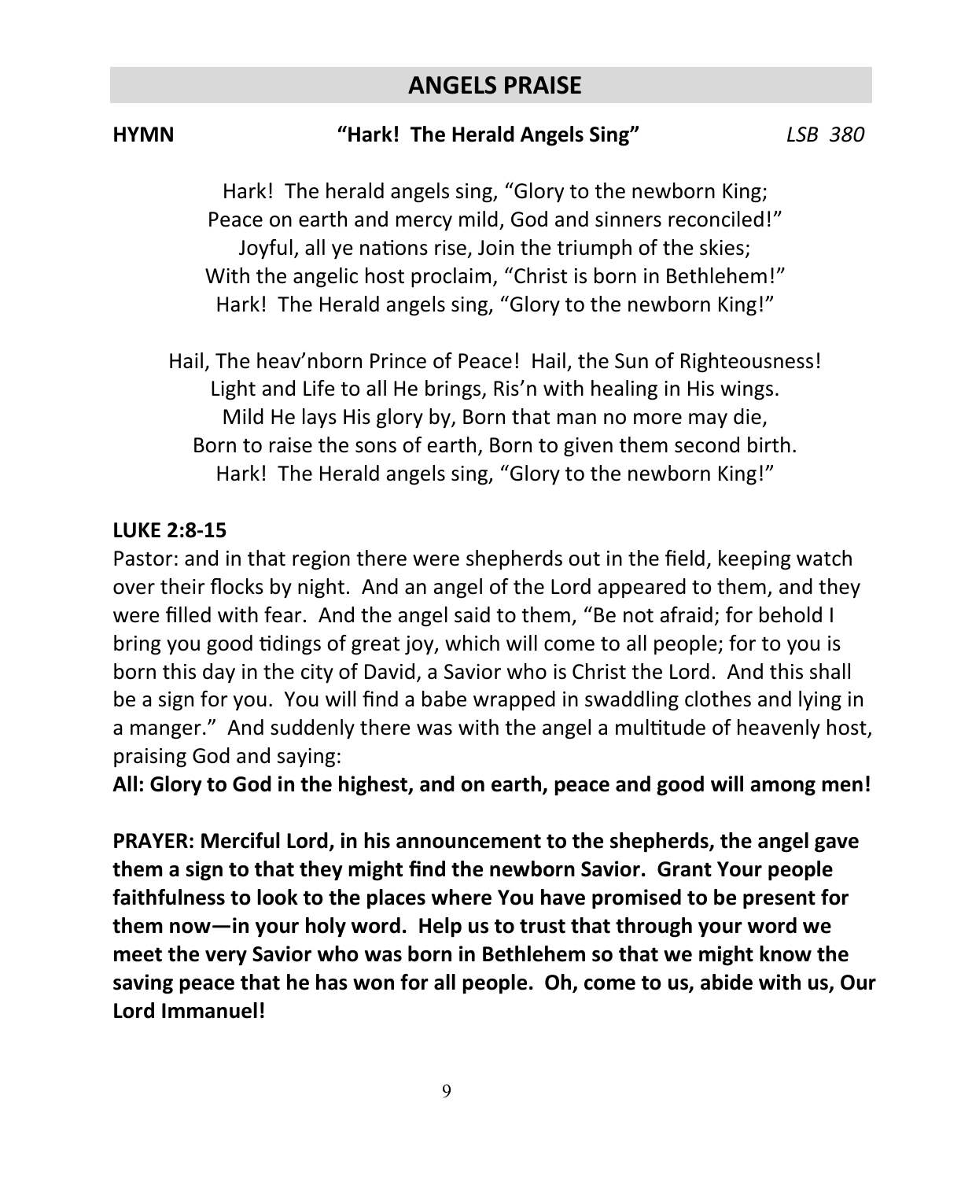## ANGELS PRAISE

**HYMN** **"Hark! The Herald Angels Sing"** *LSB 380*

Hark! The herald angels sing, "Glory to the newborn King;
Peace on earth and mercy mild, God and sinners reconciled!"
Joyful, all ye nations rise, Join the triumph of the skies;
With the angelic host proclaim, "Christ is born in Bethlehem!"
Hark! The Herald angels sing, "Glory to the newborn King!"

Hail, The heav'nborn Prince of Peace! Hail, the Sun of Righteousness!
Light and Life to all He brings, Ris'n with healing in His wings.
Mild He lays His glory by, Born that man no more may die,
Born to raise the sons of earth, Born to given them second birth.
Hark! The Herald angels sing, "Glory to the newborn King!"

**LUKE 2:8-15**

Pastor: and in that region there were shepherds out in the field, keeping watch over their flocks by night. And an angel of the Lord appeared to them, and they were filled with fear. And the angel said to them, "Be not afraid; for behold I bring you good tidings of great joy, which will come to all people; for to you is born this day in the city of David, a Savior who is Christ the Lord. And this shall be a sign for you. You will find a babe wrapped in swaddling clothes and lying in a manger." And suddenly there was with the angel a multitude of heavenly host, praising God and saying:

**All: Glory to God in the highest, and on earth, peace and good will among men!**

**PRAYER: Merciful Lord, in his announcement to the shepherds, the angel gave them a sign to that they might find the newborn Savior. Grant Your people faithfulness to look to the places where You have promised to be present for them now—in your holy word. Help us to trust that through your word we meet the very Savior who was born in Bethlehem so that we might know the saving peace that he has won for all people. Oh, come to us, abide with us, Our Lord Immanuel!**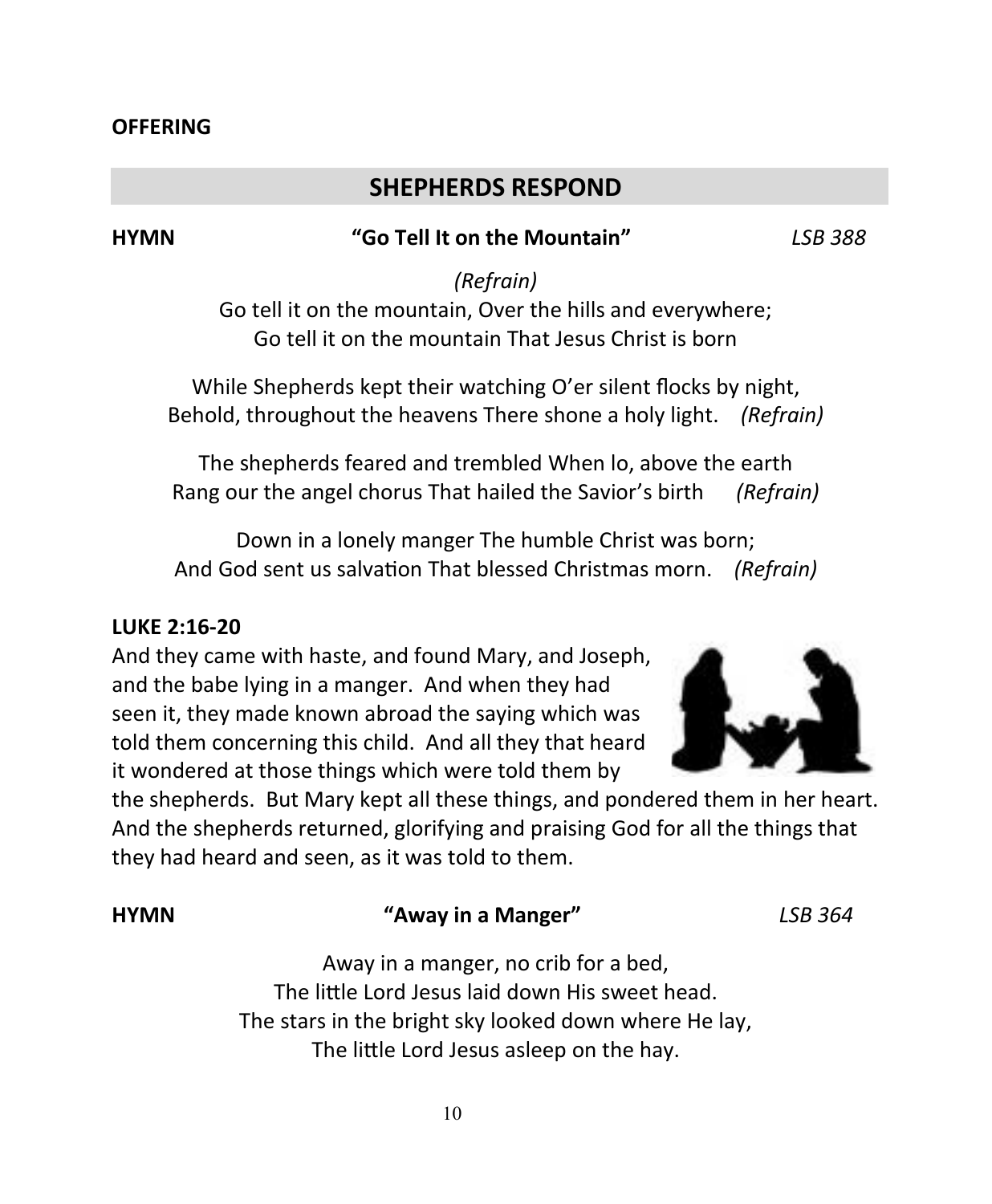**OFFERING**

## SHEPHERDS RESPOND

**HYMN** **"Go Tell It on the Mountain"** *LSB 388*

*(Refrain)*
Go tell it on the mountain, Over the hills and everywhere;
Go tell it on the mountain That Jesus Christ is born

While Shepherds kept their watching O'er silent flocks by night,
Behold, throughout the heavens There shone a holy light. *(Refrain)*

The shepherds feared and trembled When lo, above the earth
Rang our the angel chorus That hailed the Savior's birth *(Refrain)*

Down in a lonely manger The humble Christ was born;
And God sent us salvation That blessed Christmas morn. *(Refrain)*

**LUKE 2:16-20**

And they came with haste, and found Mary, and Joseph, and the babe lying in a manger. And when they had seen it, they made known abroad the saying which was told them concerning this child. And all they that heard it wondered at those things which were told them by the shepherds. But Mary kept all these things, and pondered them in her heart. And the shepherds returned, glorifying and praising God for all the things that they had heard and seen, as it was told to them.

**HYMN** **"Away in a Manger"** *LSB 364*

Away in a manger, no crib for a bed,
The little Lord Jesus laid down His sweet head.
The stars in the bright sky looked down where He lay,
The little Lord Jesus asleep on the hay.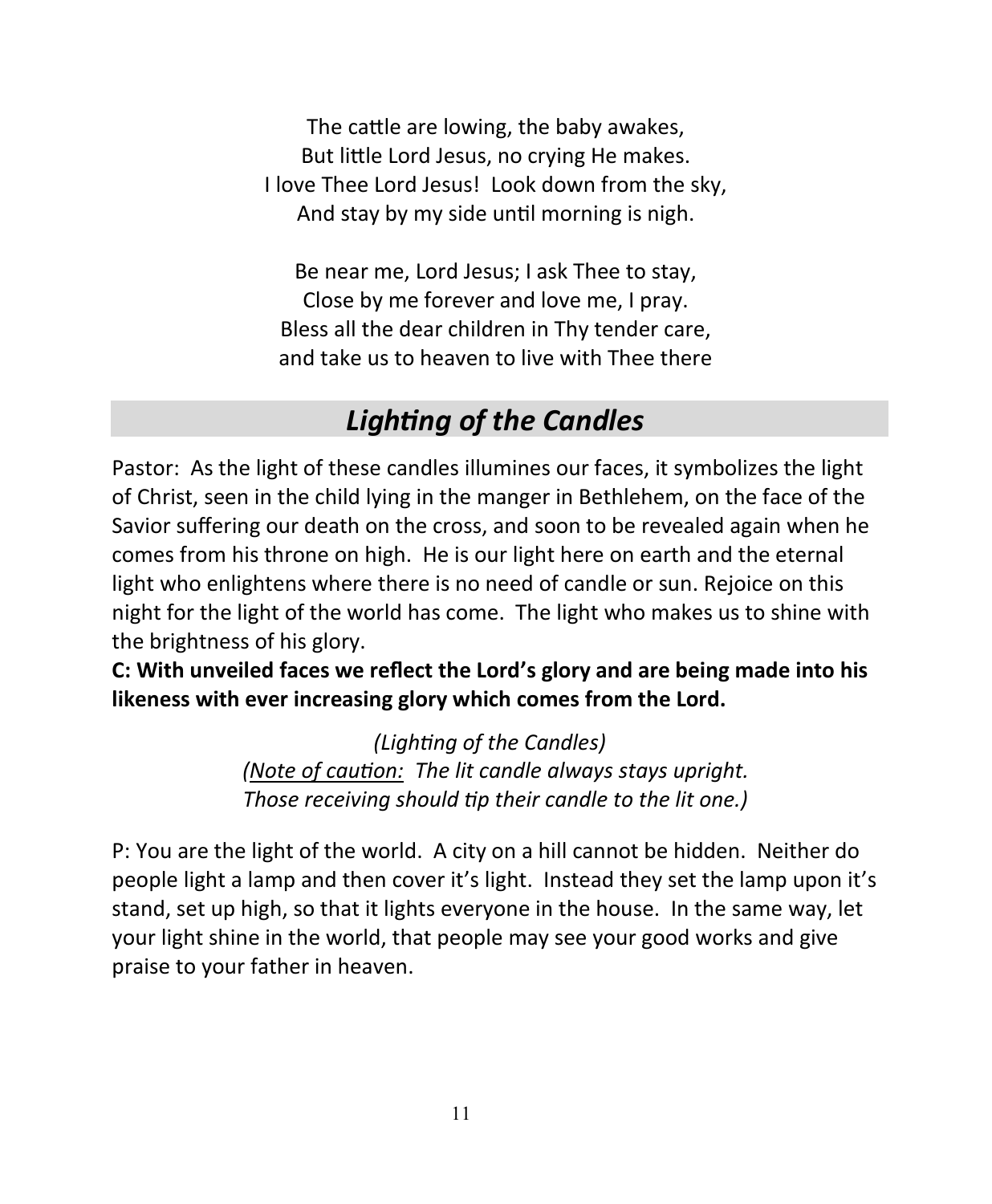The cattle are lowing, the baby awakes,
But little Lord Jesus, no crying He makes.
I love Thee Lord Jesus! Look down from the sky,
And stay by my side until morning is nigh.

Be near me, Lord Jesus; I ask Thee to stay,
Close by me forever and love me, I pray.
Bless all the dear children in Thy tender care,
and take us to heaven to live with Thee there

## *Lighting of the Candles*

Pastor: As the light of these candles illumines our faces, it symbolizes the light of Christ, seen in the child lying in the manger in Bethlehem, on the face of the Savior suffering our death on the cross, and soon to be revealed again when he comes from his throne on high. He is our light here on earth and the eternal light who enlightens where there is no need of candle or sun. Rejoice on this night for the light of the world has come. The light who makes us to shine with the brightness of his glory.

**C: With unveiled faces we reflect the Lord's glory and are being made into his likeness with ever increasing glory which comes from the Lord.**

*(Lighting of the Candles)*
*(<u>Note of caution:</u> The lit candle always stays upright. Those receiving should tip their candle to the lit one.)*

P: You are the light of the world. A city on a hill cannot be hidden. Neither do people light a lamp and then cover it's light. Instead they set the lamp upon it's stand, set up high, so that it lights everyone in the house. In the same way, let your light shine in the world, that people may see your good works and give praise to your father in heaven.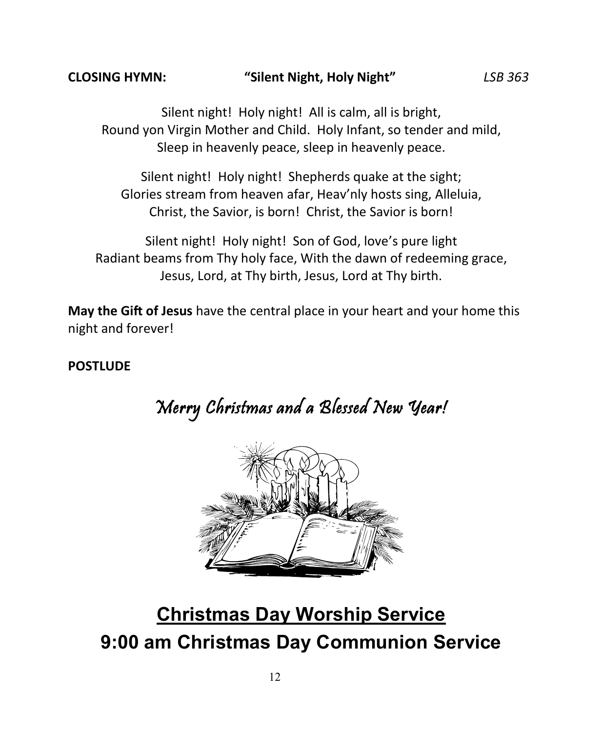**CLOSING HYMN:** **"Silent Night, Holy Night"** *LSB 363*

Silent night! Holy night! All is calm, all is bright,
Round yon Virgin Mother and Child. Holy Infant, so tender and mild,
Sleep in heavenly peace, sleep in heavenly peace.

Silent night! Holy night! Shepherds quake at the sight;
Glories stream from heaven afar, Heav'nly hosts sing, Alleluia,
Christ, the Savior, is born! Christ, the Savior is born!

Silent night! Holy night! Son of God, love's pure light
Radiant beams from Thy holy face, With the dawn of redeeming grace,
Jesus, Lord, at Thy birth, Jesus, Lord at Thy birth.

**May the Gift of Jesus** have the central place in your heart and your home this night and forever!

**POSTLUDE**

*Merry Christmas and a Blessed New Year!*

## Christmas Day Worship Service

## 9:00 am Christmas Day Communion Service